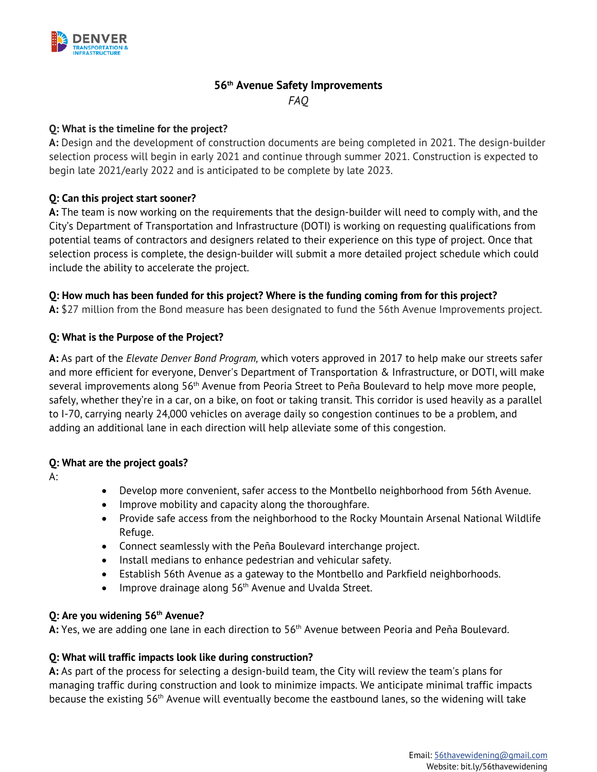DENVER TRANSPORTATION & INFRASTRUCTURE

# 56th Avenue Safety Improvements

*FAQ*

**Q: What is the timeline for the project?**
**A:** Design and the development of construction documents are being completed in 2021. The design-builder selection process will begin in early 2021 and continue through summer 2021. Construction is expected to begin late 2021/early 2022 and is anticipated to be complete by late 2023.

**Q: Can this project start sooner?**
**A:** The team is now working on the requirements that the design-builder will need to comply with, and the City's Department of Transportation and Infrastructure (DOTI) is working on requesting qualifications from potential teams of contractors and designers related to their experience on this type of project. Once that selection process is complete, the design-builder will submit a more detailed project schedule which could include the ability to accelerate the project.

**Q: How much has been funded for this project? Where is the funding coming from for this project?**
**A:** $27 million from the Bond measure has been designated to fund the 56th Avenue Improvements project.

**Q: What is the Purpose of the Project?**

**A:** As part of the *Elevate Denver Bond Program,* which voters approved in 2017 to help make our streets safer and more efficient for everyone, Denver's Department of Transportation & Infrastructure, or DOTI, will make several improvements along 56th Avenue from Peoria Street to Peña Boulevard to help move more people, safely, whether they're in a car, on a bike, on foot or taking transit. This corridor is used heavily as a parallel to I-70, carrying nearly 24,000 vehicles on average daily so congestion continues to be a problem, and adding an additional lane in each direction will help alleviate some of this congestion.

**Q: What are the project goals?**
A:

- Develop more convenient, safer access to the Montbello neighborhood from 56th Avenue.
- Improve mobility and capacity along the thoroughfare.
- Provide safe access from the neighborhood to the Rocky Mountain Arsenal National Wildlife Refuge.
- Connect seamlessly with the Peña Boulevard interchange project.
- Install medians to enhance pedestrian and vehicular safety.
- Establish 56th Avenue as a gateway to the Montbello and Parkfield neighborhoods.
- Improve drainage along 56th Avenue and Uvalda Street.

**Q: Are you widening 56th Avenue?**
**A:** Yes, we are adding one lane in each direction to 56th Avenue between Peoria and Peña Boulevard.

**Q: What will traffic impacts look like during construction?**
**A:** As part of the process for selecting a design-build team, the City will review the team's plans for managing traffic during construction and look to minimize impacts. We anticipate minimal traffic impacts because the existing 56th Avenue will eventually become the eastbound lanes, so the widening will take

Email: 56thavewidening@gmail.com
Website: bit.ly/56thavewidening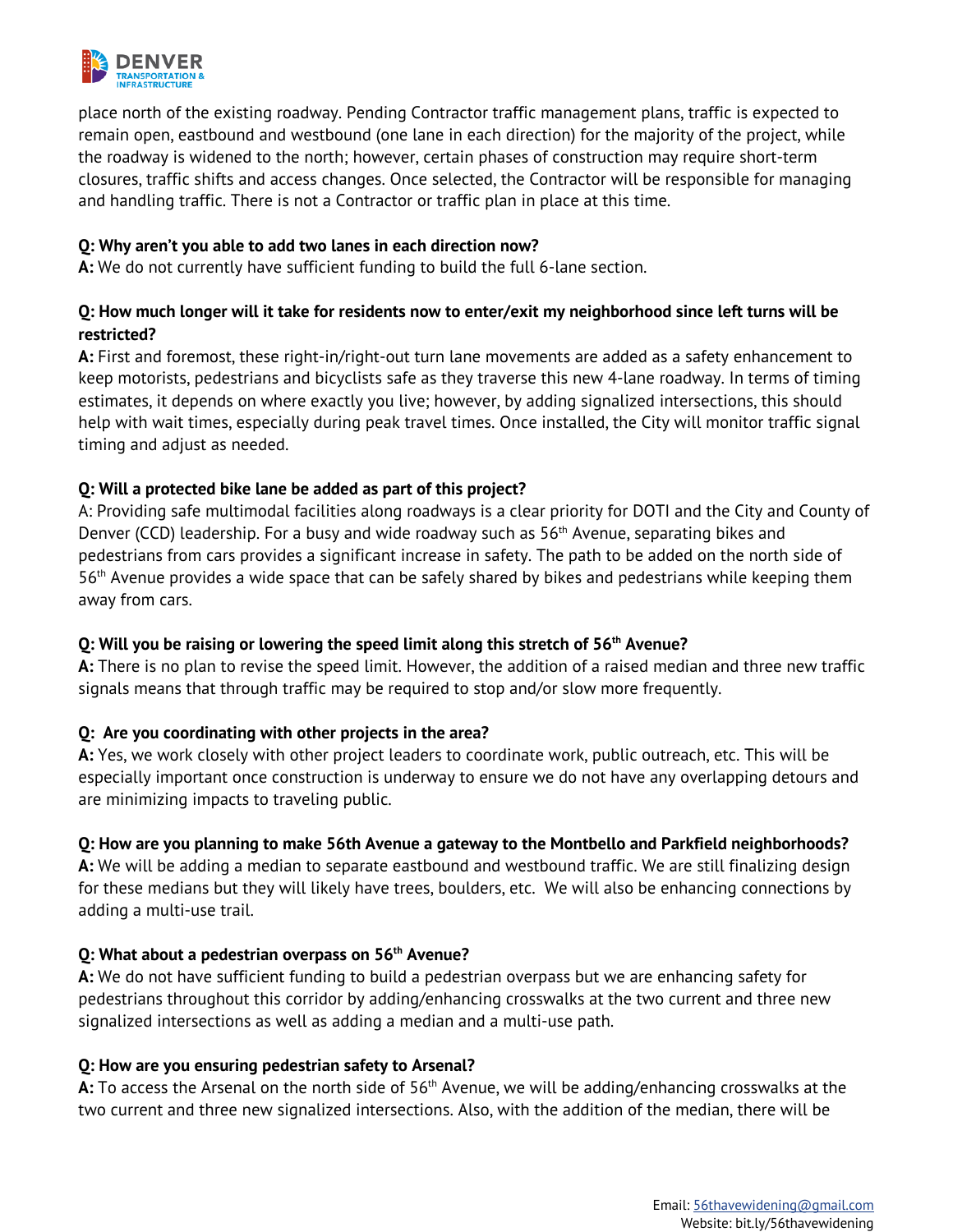place north of the existing roadway. Pending Contractor traffic management plans, traffic is expected to remain open, eastbound and westbound (one lane in each direction) for the majority of the project, while the roadway is widened to the north; however, certain phases of construction may require short-term closures, traffic shifts and access changes. Once selected, the Contractor will be responsible for managing and handling traffic. There is not a Contractor or traffic plan in place at this time.

**Q: Why aren't you able to add two lanes in each direction now?**
**A:** We do not currently have sufficient funding to build the full 6-lane section.

**Q: How much longer will it take for residents now to enter/exit my neighborhood since left turns will be restricted?**
**A:** First and foremost, these right-in/right-out turn lane movements are added as a safety enhancement to keep motorists, pedestrians and bicyclists safe as they traverse this new 4-lane roadway. In terms of timing estimates, it depends on where exactly you live; however, by adding signalized intersections, this should help with wait times, especially during peak travel times. Once installed, the City will monitor traffic signal timing and adjust as needed.

**Q: Will a protected bike lane be added as part of this project?**
A: Providing safe multimodal facilities along roadways is a clear priority for DOTI and the City and County of Denver (CCD) leadership. For a busy and wide roadway such as 56th Avenue, separating bikes and pedestrians from cars provides a significant increase in safety. The path to be added on the north side of 56th Avenue provides a wide space that can be safely shared by bikes and pedestrians while keeping them away from cars.

**Q: Will you be raising or lowering the speed limit along this stretch of 56th Avenue?**
**A:** There is no plan to revise the speed limit. However, the addition of a raised median and three new traffic signals means that through traffic may be required to stop and/or slow more frequently.

**Q: Are you coordinating with other projects in the area?**
**A:** Yes, we work closely with other project leaders to coordinate work, public outreach, etc. This will be especially important once construction is underway to ensure we do not have any overlapping detours and are minimizing impacts to traveling public.

**Q: How are you planning to make 56th Avenue a gateway to the Montbello and Parkfield neighborhoods?**
**A:** We will be adding a median to separate eastbound and westbound traffic. We are still finalizing design for these medians but they will likely have trees, boulders, etc. We will also be enhancing connections by adding a multi-use trail.

**Q: What about a pedestrian overpass on 56th Avenue?**
**A:** We do not have sufficient funding to build a pedestrian overpass but we are enhancing safety for pedestrians throughout this corridor by adding/enhancing crosswalks at the two current and three new signalized intersections as well as adding a median and a multi-use path.

**Q: How are you ensuring pedestrian safety to Arsenal?**
**A:** To access the Arsenal on the north side of 56th Avenue, we will be adding/enhancing crosswalks at the two current and three new signalized intersections. Also, with the addition of the median, there will be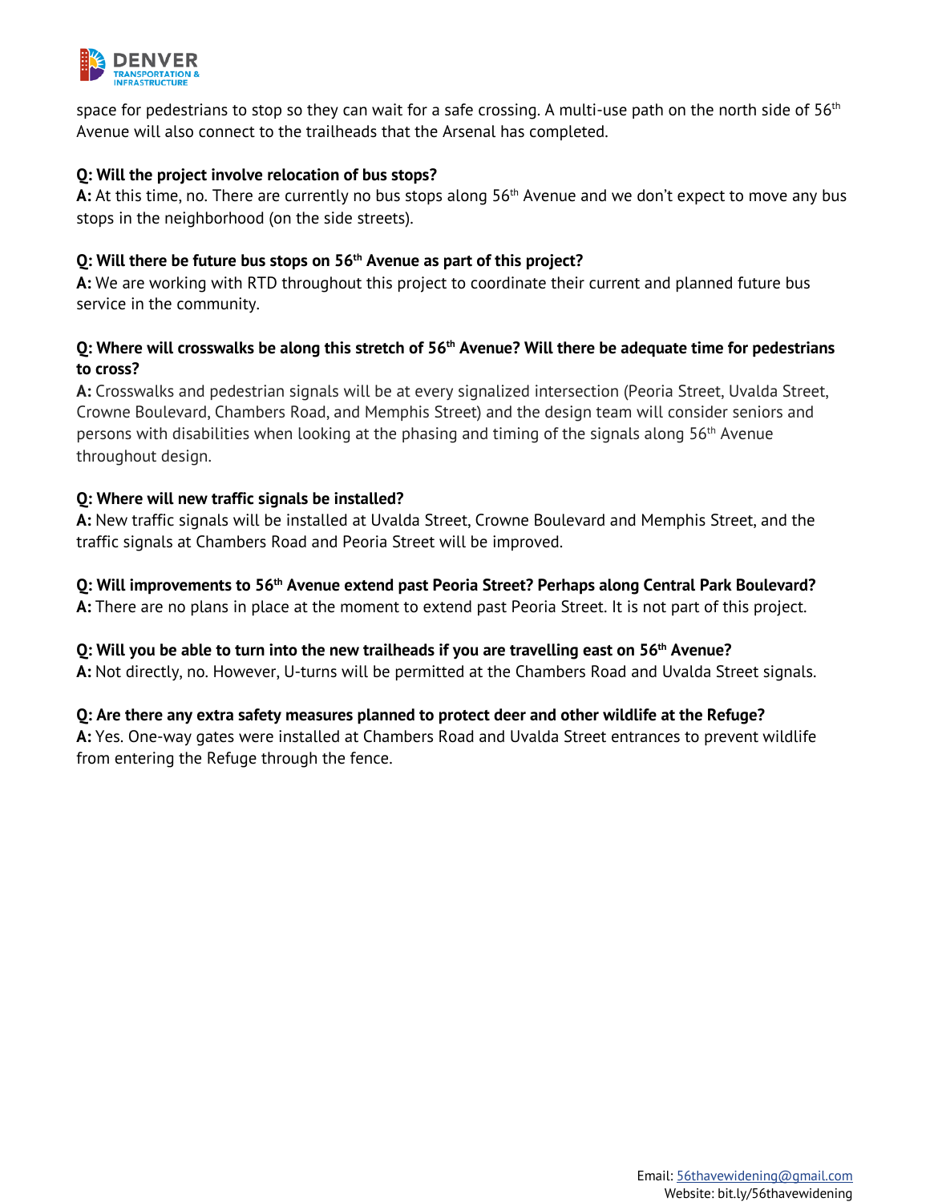space for pedestrians to stop so they can wait for a safe crossing. A multi-use path on the north side of 56th Avenue will also connect to the trailheads that the Arsenal has completed.

**Q: Will the project involve relocation of bus stops?**
**A:** At this time, no. There are currently no bus stops along 56th Avenue and we don't expect to move any bus stops in the neighborhood (on the side streets).

**Q: Will there be future bus stops on 56th Avenue as part of this project?**
**A:** We are working with RTD throughout this project to coordinate their current and planned future bus service in the community.

**Q: Where will crosswalks be along this stretch of 56th Avenue? Will there be adequate time for pedestrians to cross?**
**A:** Crosswalks and pedestrian signals will be at every signalized intersection (Peoria Street, Uvalda Street, Crowne Boulevard, Chambers Road, and Memphis Street) and the design team will consider seniors and persons with disabilities when looking at the phasing and timing of the signals along 56th Avenue throughout design.

**Q: Where will new traffic signals be installed?**
**A:** New traffic signals will be installed at Uvalda Street, Crowne Boulevard and Memphis Street, and the traffic signals at Chambers Road and Peoria Street will be improved.

**Q: Will improvements to 56th Avenue extend past Peoria Street? Perhaps along Central Park Boulevard?**
**A:** There are no plans in place at the moment to extend past Peoria Street. It is not part of this project.

**Q: Will you be able to turn into the new trailheads if you are travelling east on 56th Avenue?**
**A:** Not directly, no. However, U-turns will be permitted at the Chambers Road and Uvalda Street signals.

**Q: Are there any extra safety measures planned to protect deer and other wildlife at the Refuge?**
**A:** Yes. One-way gates were installed at Chambers Road and Uvalda Street entrances to prevent wildlife from entering the Refuge through the fence.

Email: 56thavewidening@gmail.com
Website: bit.ly/56thavewidening